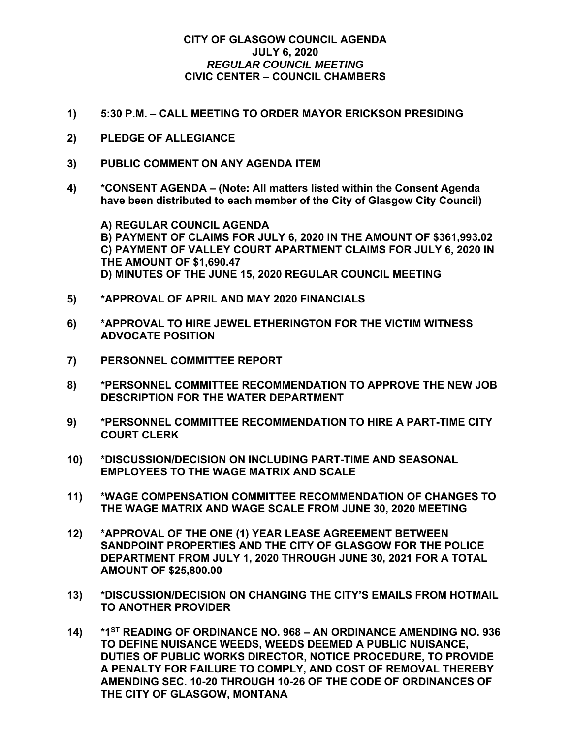# CITY OF GLASGOW COUNCIL AGENDA
## JULY 6, 2020
## *REGULAR COUNCIL MEETING*
## CIVIC CENTER – COUNCIL CHAMBERS

**1) 5:30 P.M. – CALL MEETING TO ORDER MAYOR ERICKSON PRESIDING**

**2) PLEDGE OF ALLEGIANCE**

**3) PUBLIC COMMENT ON ANY AGENDA ITEM**

**4) *CONSENT AGENDA – (Note: All matters listed within the Consent Agenda have been distributed to each member of the City of Glasgow City Council)**

**A) REGULAR COUNCIL AGENDA**
**B) PAYMENT OF CLAIMS FOR JULY 6, 2020 IN THE AMOUNT OF $361,993.02**
**C) PAYMENT OF VALLEY COURT APARTMENT CLAIMS FOR JULY 6, 2020 IN THE AMOUNT OF $1,690.47**
**D) MINUTES OF THE JUNE 15, 2020 REGULAR COUNCIL MEETING**

**5) *APPROVAL OF APRIL AND MAY 2020 FINANCIALS**

**6) *APPROVAL TO HIRE JEWEL ETHERINGTON FOR THE VICTIM WITNESS ADVOCATE POSITION**

**7) PERSONNEL COMMITTEE REPORT**

**8) *PERSONNEL COMMITTEE RECOMMENDATION TO APPROVE THE NEW JOB DESCRIPTION FOR THE WATER DEPARTMENT**

**9) *PERSONNEL COMMITTEE RECOMMENDATION TO HIRE A PART-TIME CITY COURT CLERK**

**10) *DISCUSSION/DECISION ON INCLUDING PART-TIME AND SEASONAL EMPLOYEES TO THE WAGE MATRIX AND SCALE**

**11) *WAGE COMPENSATION COMMITTEE RECOMMENDATION OF CHANGES TO THE WAGE MATRIX AND WAGE SCALE FROM JUNE 30, 2020 MEETING**

**12) *APPROVAL OF THE ONE (1) YEAR LEASE AGREEMENT BETWEEN SANDPOINT PROPERTIES AND THE CITY OF GLASGOW FOR THE POLICE DEPARTMENT FROM JULY 1, 2020 THROUGH JUNE 30, 2021 FOR A TOTAL AMOUNT OF $25,800.00**

**13) *DISCUSSION/DECISION ON CHANGING THE CITY'S EMAILS FROM HOTMAIL TO ANOTHER PROVIDER**

**14) *1ST READING OF ORDINANCE NO. 968 – AN ORDINANCE AMENDING NO. 936 TO DEFINE NUISANCE WEEDS, WEEDS DEEMED A PUBLIC NUISANCE, DUTIES OF PUBLIC WORKS DIRECTOR, NOTICE PROCEDURE, TO PROVIDE A PENALTY FOR FAILURE TO COMPLY, AND COST OF REMOVAL THEREBY AMENDING SEC. 10-20 THROUGH 10-26 OF THE CODE OF ORDINANCES OF THE CITY OF GLASGOW, MONTANA**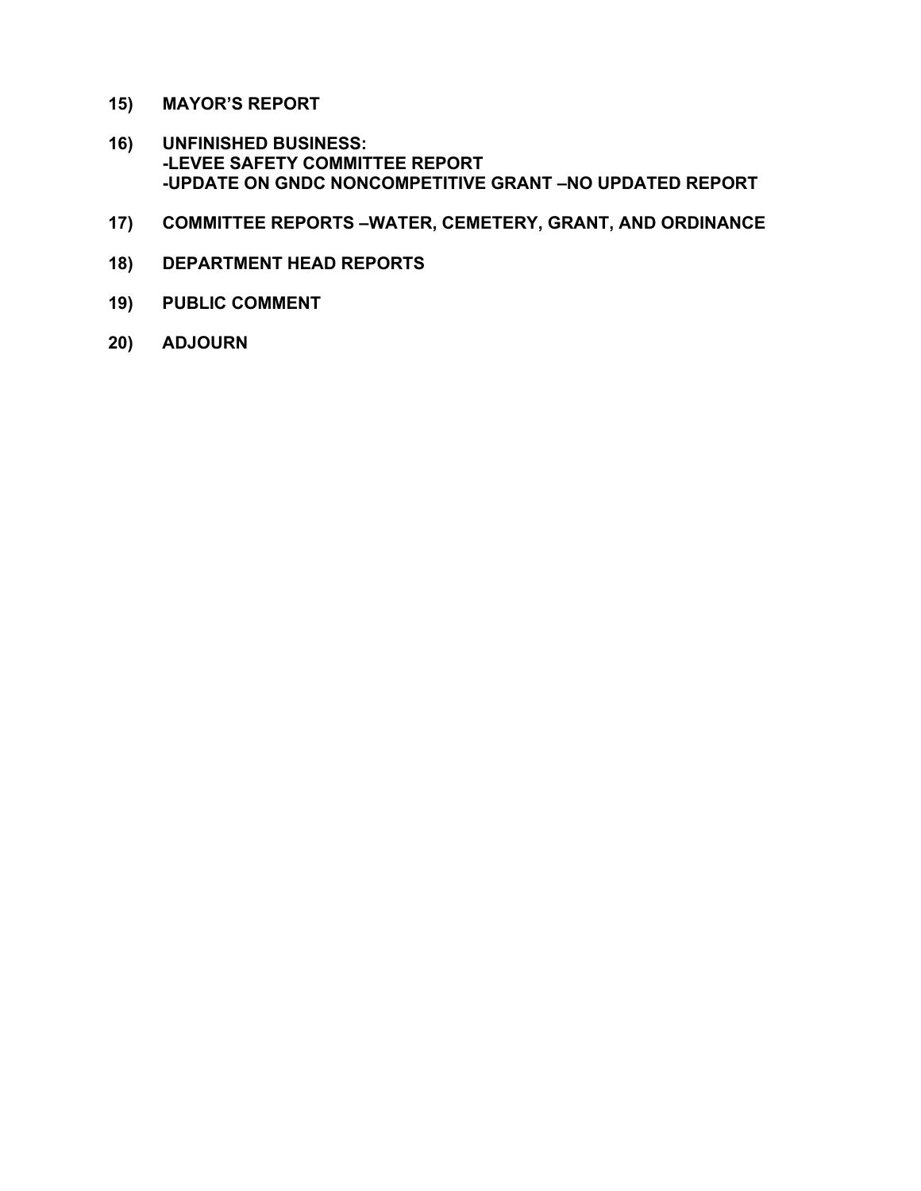**15) MAYOR'S REPORT**

**16) UNFINISHED BUSINESS:**
**-LEVEE SAFETY COMMITTEE REPORT**
**-UPDATE ON GNDC NONCOMPETITIVE GRANT –NO UPDATED REPORT**

**17) COMMITTEE REPORTS –WATER, CEMETERY, GRANT, AND ORDINANCE**

**18) DEPARTMENT HEAD REPORTS**

**19) PUBLIC COMMENT**

**20) ADJOURN**